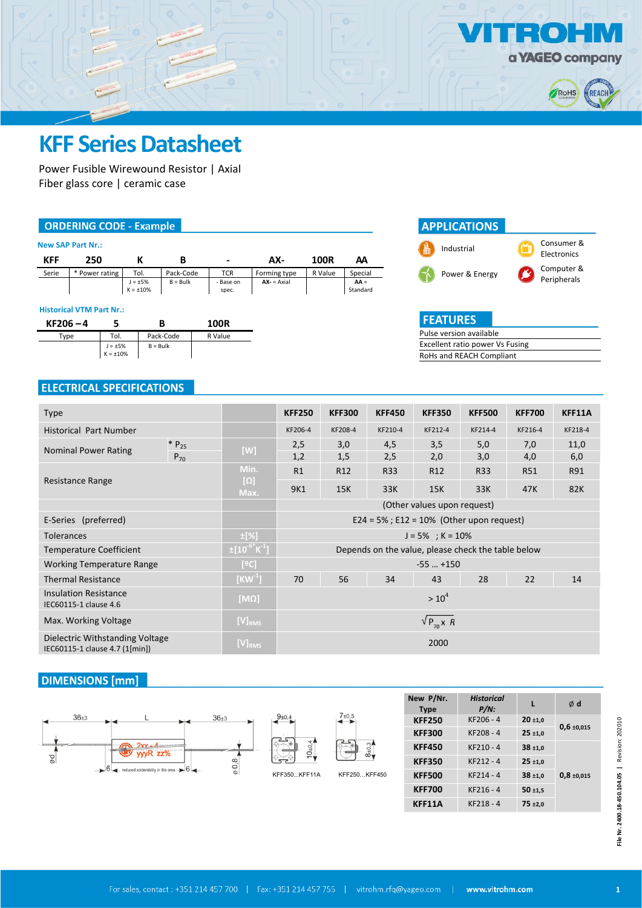# KFF Series Datasheet

Power Fusible Wirewound Resistor | Axial
Fiber glass core | ceramic case

## ORDERING CODE - Example

**New SAP Part Nr.:**

| KFF | 250 | K | B | - | AX- | 100R | AA |
|---|---|---|---|---|---|---|---|
| Serie | * Power rating | Tol. | Pack-Code | TCR | Forming type | R Value | Special |
| | | J = ±5%<br>K = ±10% | B = Bulk | - Base on spec. | AX- = Axial | | AA = Standard |

**Historical VTM Part Nr.:**

| KF206 – 4 | 5 | B | 100R |
|---|---|---|---|
| Type | Tol. | Pack-Code | R Value |
| | J = ±5%<br>K = ±10% | B = Bulk | |

## APPLICATIONS

- Industrial
- Consumer & Electronics
- Power & Energy
- Computer & Peripherals

## FEATURES

- Pulse version available
- Excellent ratio power Vs Fusing
- RoHS and REACH Compliant

## ELECTRICAL SPECIFICATIONS

| Type | | | KFF250 | KFF300 | KFF450 | KFF350 | KFF500 | KFF700 | KFF11A |
|---|---|---|---|---|---|---|---|---|---|
| Historical Part Number | | | KF206-4 | KF208-4 | KF210-4 | KF212-4 | KF214-4 | KF216-4 | KF218-4 |
| Nominal Power Rating | * $P_{25}$ | [W] | 2,5 | 3,0 | 4,5 | 3,5 | 5,0 | 7,0 | 11,0 |
| | $P_{70}$ | | 1,2 | 1,5 | 2,5 | 2,0 | 3,0 | 4,0 | 6,0 |
| Resistance Range | | Min. [Ω] | R1 | R12 | R33 | R12 | R33 | R51 | R91 |
| | | Max. | 9K1 | 15K | 33K | 15K | 33K | 47K | 82K |
| | | | (Other values upon request) | | | | | | |
| E-Series (preferred) | | | E24 = 5% ; E12 = 10% (Other upon request) | | | | | | |
| Tolerances | | ±[%] | J = 5% ; K = 10% | | | | | | |
| Temperature Coefficient | | $\pm[10^{-6} K^{-1}]$ | Depends on the value, please check the table below | | | | | | |
| Working Temperature Range | | [ºC] | -55 … +150 | | | | | | |
| Thermal Resistance | | $[KW^{-1}]$ | 70 | 56 | 34 | 43 | 28 | 22 | 14 |
| Insulation Resistance<br>IEC60115-1 clause 4.6 | | [MΩ] | $> 10^4$ | | | | | | |
| Max. Working Voltage | | $[V]_{RMS}$ | $\sqrt{P_{70} \times R}$ | | | | | | |
| Dielectric Withstanding Voltage<br>IEC60115-1 clause 4.7 (1[min]) | | $[V]_{RMS}$ | 2000 | | | | | | |

## DIMENSIONS [mm]

36±3 — L — 36±3; ød; 6 — reduced solderability in this area — 6; ø 0,8

9±0,4; 10±0,4 — KFF350…KFF11A

7±0,5; 8±0,3 — KFF250…KFF450

| New P/Nr. Type | *Historical P/N:* | L | ø d |
|---|---|---|---|
| **KFF250** | KF206 - 4 | **20** ±1,0 | **0,6** ±0,015 |
| **KFF300** | KF208 - 4 | **25** ±1,0 | |
| **KFF450** | KF210 - 4 | **38** ±1,0 | |
| **KFF350** | KF212 - 4 | **25** ±1,0 | **0,8** ±0,015 |
| **KFF500** | KF214 - 4 | **38** ±1,0 | |
| **KFF700** | KF216 - 4 | **50** ±1,5 | |
| **KFF11A** | KF218 - 4 | **75** ±2,0 | |

File Nr. 2400.18-450.104.05 | Revision: 202010

For sales, contact : +351 214 457 700 | Fax: +351 214 457 755 | vitrohm.rfq@yageo.com | www.vitrohm.com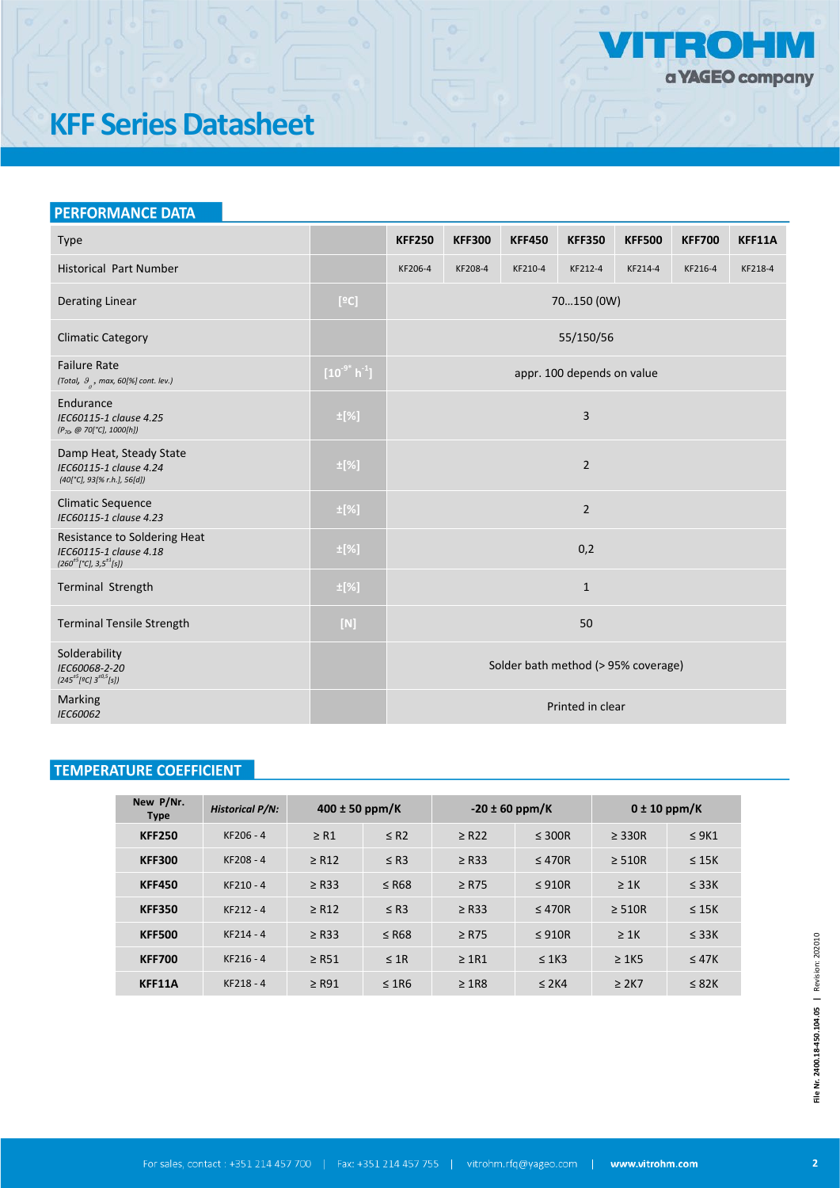# KFF Series Datasheet

## PERFORMANCE DATA

| Type | | KFF250 | KFF300 | KFF450 | KFF350 | KFF500 | KFF700 | KFF11A |
|---|---|---|---|---|---|---|---|---|
| Historical Part Number | | KF206-4 | KF208-4 | KF210-4 | KF212-4 | KF214-4 | KF216-4 | KF218-4 |
| Derating Linear | [ºC] | 70…150 (0W) | | | | | | |
| Climatic Category | | 55/150/56 | | | | | | |
| Failure Rate<br>*(Total, $\vartheta_{u}$, max, 60[%] cont. lev.)* | $[10^{-9*}\ h^{-1}]$ | appr. 100 depends on value | | | | | | |
| Endurance<br>*IEC60115-1 clause 4.25*<br>*($P_{70}$, @ 70[°C], 1000[h])* | ±[%] | 3 | | | | | | |
| Damp Heat, Steady State<br>*IEC60115-1 clause 4.24*<br>*(40[°C], 93[% r.h.], 56[d])* | ±[%] | 2 | | | | | | |
| Climatic Sequence<br>*IEC60115-1 clause 4.23* | ±[%] | 2 | | | | | | |
| Resistance to Soldering Heat<br>*IEC60115-1 clause 4.18*<br>*($260^{\pm5}$[°C], $3{,}5^{\pm1}$[s])* | ±[%] | 0,2 | | | | | | |
| Terminal Strength | ±[%] | 1 | | | | | | |
| Terminal Tensile Strength | [N] | 50 | | | | | | |
| Solderability<br>*IEC60068-2-20*<br>*($245^{\pm5}$[ºC] $3^{\pm0,5}$[s])* | | Solder bath method (> 95% coverage) | | | | | | |
| Marking<br>*IEC60062* | | Printed in clear | | | | | | |

## TEMPERATURE COEFFICIENT

| New P/Nr. Type | *Historical P/N:* | 400 ± 50 ppm/K | | -20 ± 60 ppm/K | | 0 ± 10 ppm/K | |
|---|---|---|---|---|---|---|---|
| **KFF250** | KF206 - 4 | ≥ R1 | ≤ R2 | ≥ R22 | ≤ 300R | ≥ 330R | ≤ 9K1 |
| **KFF300** | KF208 - 4 | ≥ R12 | ≤ R3 | ≥ R33 | ≤ 470R | ≥ 510R | ≤ 15K |
| **KFF450** | KF210 - 4 | ≥ R33 | ≤ R68 | ≥ R75 | ≤ 910R | ≥ 1K | ≤ 33K |
| **KFF350** | KF212 - 4 | ≥ R12 | ≤ R3 | ≥ R33 | ≤ 470R | ≥ 510R | ≤ 15K |
| **KFF500** | KF214 - 4 | ≥ R33 | ≤ R68 | ≥ R75 | ≤ 910R | ≥ 1K | ≤ 33K |
| **KFF700** | KF216 - 4 | ≥ R51 | ≤ 1R | ≥ 1R1 | ≤ 1K3 | ≥ 1K5 | ≤ 47K |
| **KFF11A** | KF218 - 4 | ≥ R91 | ≤ 1R6 | ≥ 1R8 | ≤ 2K4 | ≥ 2K7 | ≤ 82K |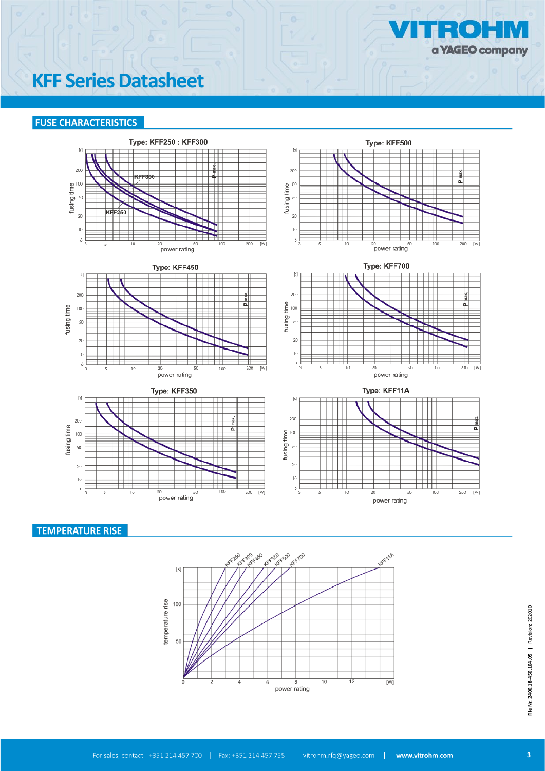# KFF Series Datasheet

## FUSE CHARACTERISTICS

Type: KFF250 ; KFF300

Type: KFF500

Type: KFF450

Type: KFF700

Type: KFF350

Type: KFF11A

## TEMPERATURE RISE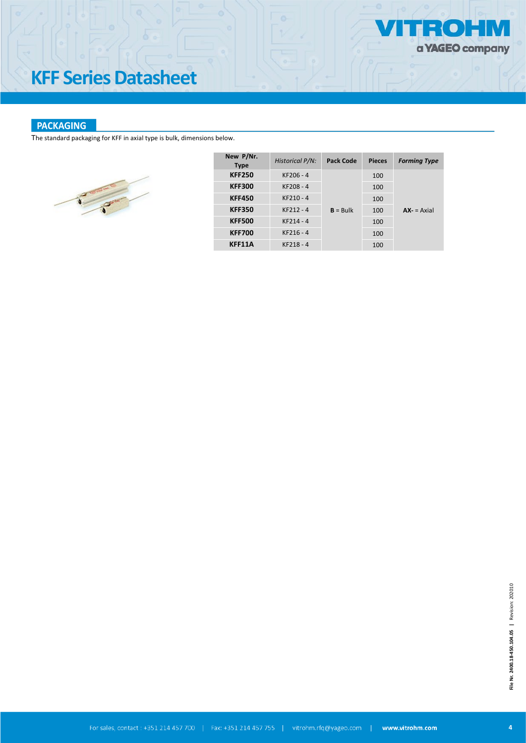# KFF Series Datasheet

## PACKAGING

The standard packaging for KFF in axial type is bulk, dimensions below.

| New P/Nr. Type | *Historical P/N:* | Pack Code | Pieces | *Forming Type* |
|---|---|---|---|---|
| **KFF250** | KF206 - 4 | **B** = Bulk | 100 | **AX-** = Axial |
| **KFF300** | KF208 - 4 | | 100 | |
| **KFF450** | KF210 - 4 | | 100 | |
| **KFF350** | KF212 - 4 | | 100 | |
| **KFF500** | KF214 - 4 | | 100 | |
| **KFF700** | KF216 - 4 | | 100 | |
| **KFF11A** | KF218 - 4 | | 100 | |

File Nr. 2400.18-450.104.05 | Revision: 202010

For sales, contact : +351 214 457 700 | Fax: +351 214 457 755 | vitrohm.rfq@yageo.com | **www.vitrohm.com**